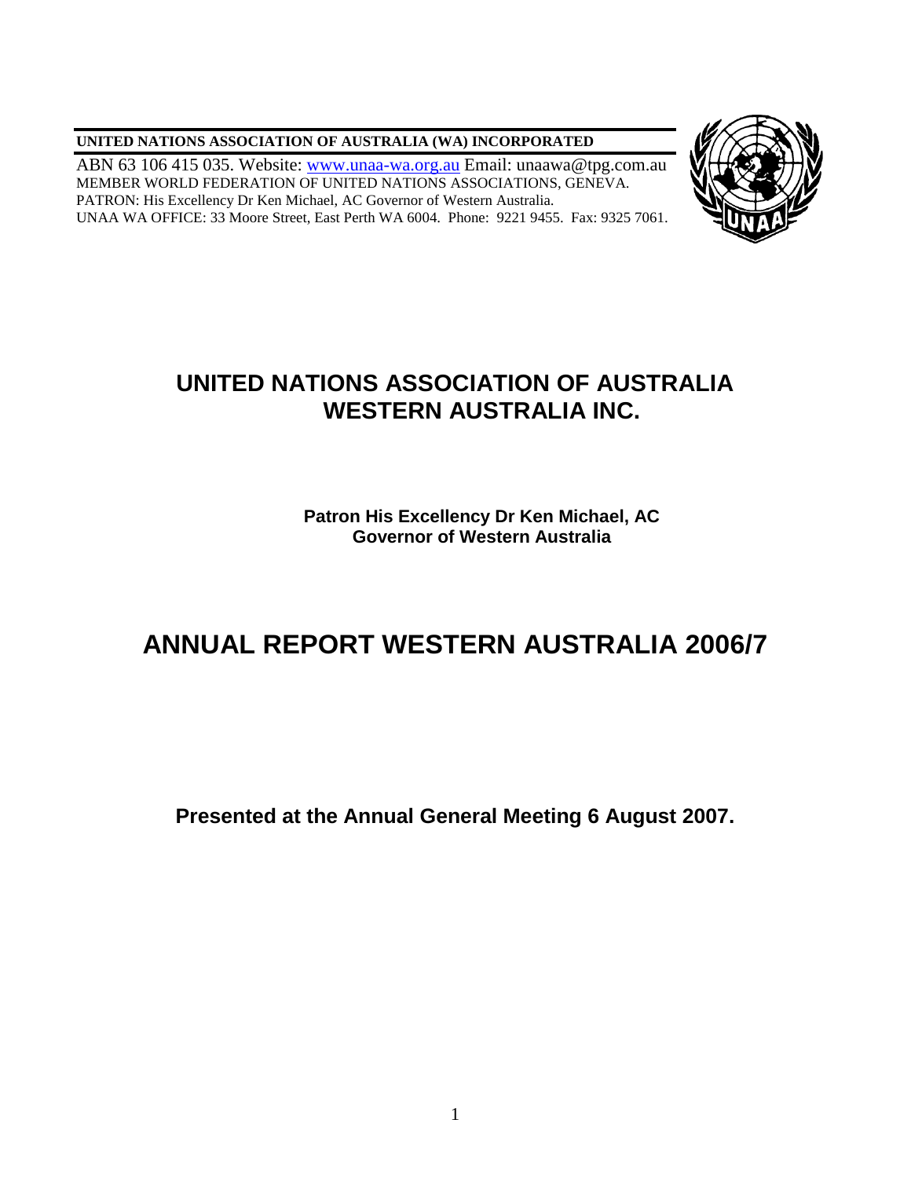**UNITED NATIONS ASSOCIATION OF AUSTRALIA (WA) INCORPORATED**

ABN 63 106 415 035. Website: [www.unaa-wa.org.au](http://www.unaa-wa.org.au) Email: unaawa@tpg.com.au
MEMBER WORLD FEDERATION OF UNITED NATIONS ASSOCIATIONS, GENEVA.
PATRON: His Excellency Dr Ken Michael, AC Governor of Western Australia.
UNAA WA OFFICE: 33 Moore Street, East Perth WA 6004. Phone: 9221 9455. Fax: 9325 7061.

# UNITED NATIONS ASSOCIATION OF AUSTRALIA WESTERN AUSTRALIA INC.

**Patron His Excellency Dr Ken Michael, AC**
**Governor of Western Australia**

# ANNUAL REPORT WESTERN AUSTRALIA 2006/7

**Presented at the Annual General Meeting 6 August 2007.**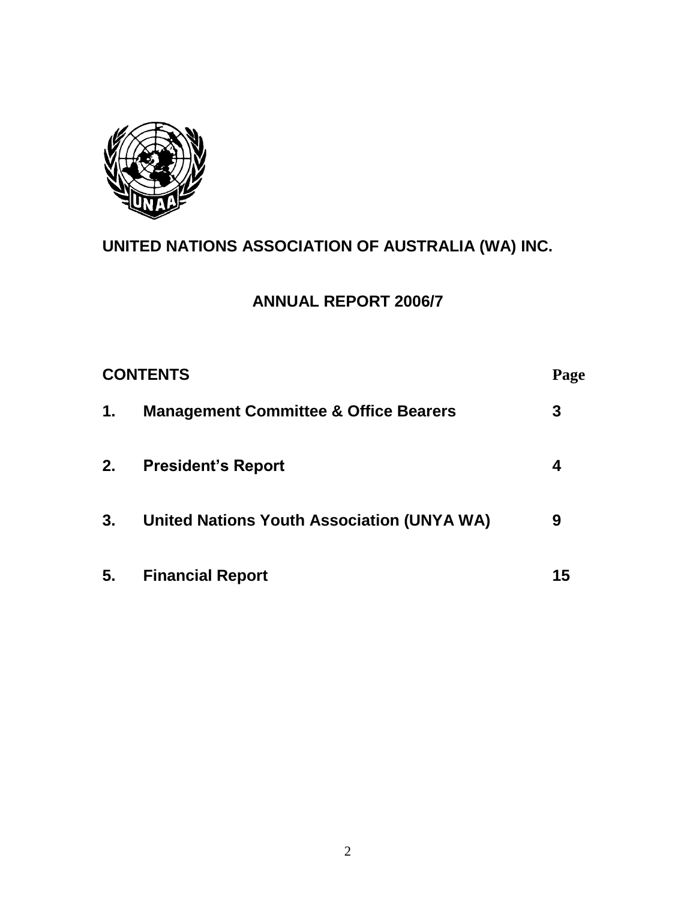# UNITED NATIONS ASSOCIATION OF AUSTRALIA (WA) INC.

## ANNUAL REPORT 2006/7

| CONTENTS | | Page |
|---|---|---|
| 1. | Management Committee & Office Bearers | 3 |
| 2. | President's Report | 4 |
| 3. | United Nations Youth Association (UNYA WA) | 9 |
| 5. | Financial Report | 15 |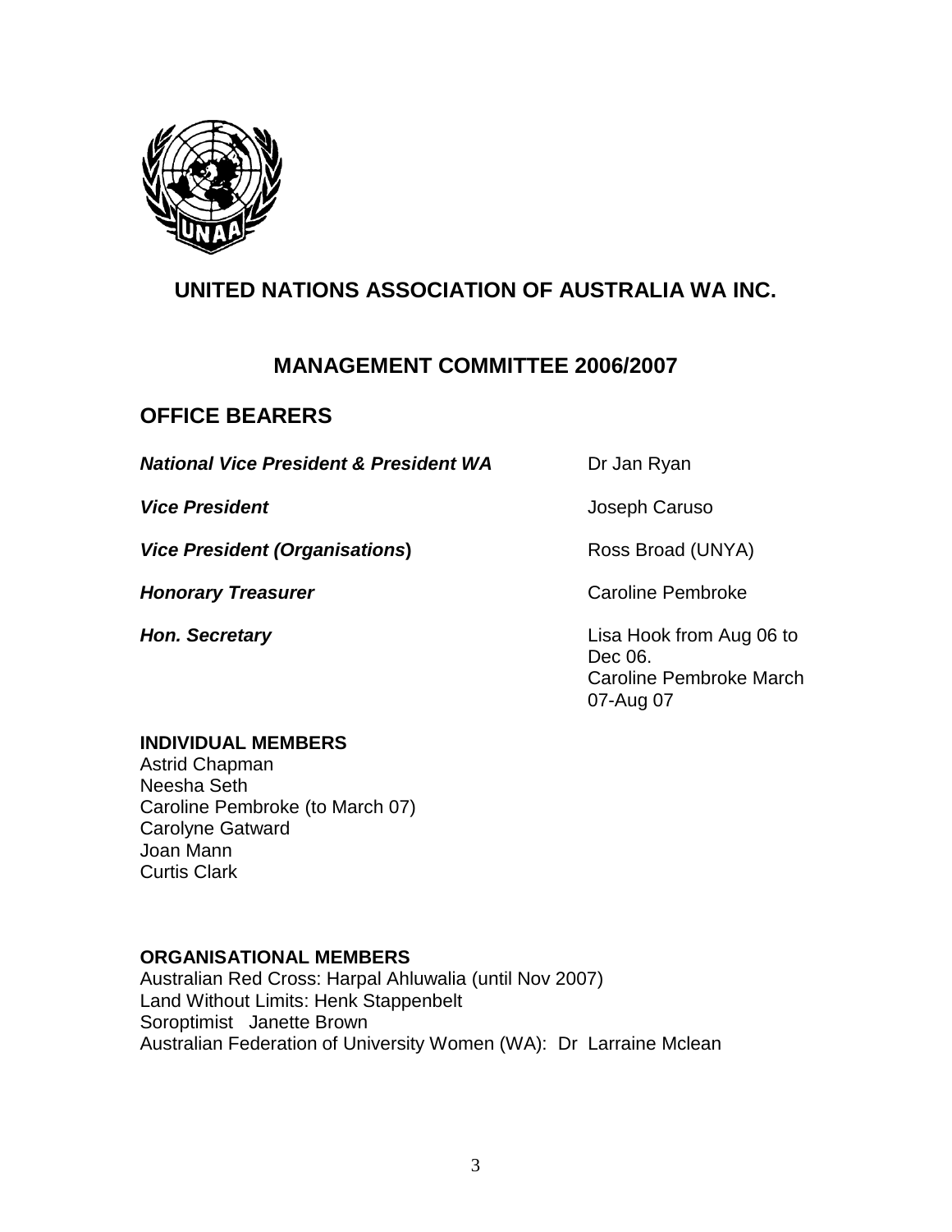# UNITED NATIONS ASSOCIATION OF AUSTRALIA WA INC.

## MANAGEMENT COMMITTEE 2006/2007

## OFFICE BEARERS

| | |
|---|---|
| ***National Vice President & President WA*** | Dr Jan Ryan |
| ***Vice President*** | Joseph Caruso |
| ***Vice President (Organisations)*** | Ross Broad (UNYA) |
| ***Honorary Treasurer*** | Caroline Pembroke |
| ***Hon. Secretary*** | Lisa Hook from Aug 06 to Dec 06. Caroline Pembroke March 07-Aug 07 |

**INDIVIDUAL MEMBERS**

Astrid Chapman
Neesha Seth
Caroline Pembroke (to March 07)
Carolyne Gatward
Joan Mann
Curtis Clark

**ORGANISATIONAL MEMBERS**

Australian Red Cross: Harpal Ahluwalia (until Nov 2007)
Land Without Limits: Henk Stappenbelt
Soroptimist Janette Brown
Australian Federation of University Women (WA): Dr Larraine Mclean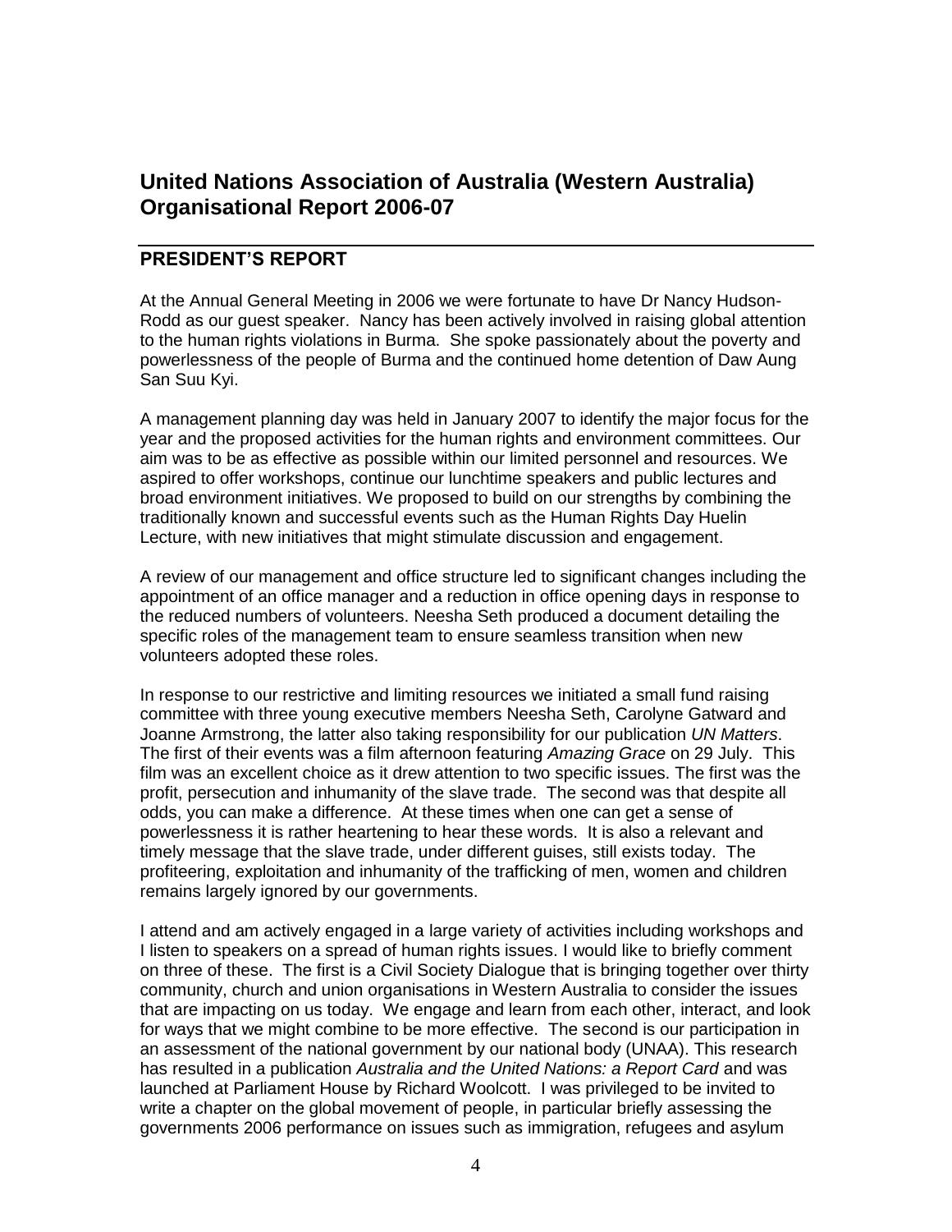# United Nations Association of Australia (Western Australia) Organisational Report 2006-07

## PRESIDENT'S REPORT

At the Annual General Meeting in 2006 we were fortunate to have Dr Nancy Hudson-Rodd as our guest speaker. Nancy has been actively involved in raising global attention to the human rights violations in Burma. She spoke passionately about the poverty and powerlessness of the people of Burma and the continued home detention of Daw Aung San Suu Kyi.

A management planning day was held in January 2007 to identify the major focus for the year and the proposed activities for the human rights and environment committees. Our aim was to be as effective as possible within our limited personnel and resources. We aspired to offer workshops, continue our lunchtime speakers and public lectures and broad environment initiatives. We proposed to build on our strengths by combining the traditionally known and successful events such as the Human Rights Day Huelin Lecture, with new initiatives that might stimulate discussion and engagement.

A review of our management and office structure led to significant changes including the appointment of an office manager and a reduction in office opening days in response to the reduced numbers of volunteers. Neesha Seth produced a document detailing the specific roles of the management team to ensure seamless transition when new volunteers adopted these roles.

In response to our restrictive and limiting resources we initiated a small fund raising committee with three young executive members Neesha Seth, Carolyne Gatward and Joanne Armstrong, the latter also taking responsibility for our publication *UN Matters*. The first of their events was a film afternoon featuring *Amazing Grace* on 29 July. This film was an excellent choice as it drew attention to two specific issues. The first was the profit, persecution and inhumanity of the slave trade. The second was that despite all odds, you can make a difference. At these times when one can get a sense of powerlessness it is rather heartening to hear these words. It is also a relevant and timely message that the slave trade, under different guises, still exists today. The profiteering, exploitation and inhumanity of the trafficking of men, women and children remains largely ignored by our governments.

I attend and am actively engaged in a large variety of activities including workshops and I listen to speakers on a spread of human rights issues. I would like to briefly comment on three of these. The first is a Civil Society Dialogue that is bringing together over thirty community, church and union organisations in Western Australia to consider the issues that are impacting on us today. We engage and learn from each other, interact, and look for ways that we might combine to be more effective. The second is our participation in an assessment of the national government by our national body (UNAA). This research has resulted in a publication *Australia and the United Nations: a Report Card* and was launched at Parliament House by Richard Woolcott. I was privileged to be invited to write a chapter on the global movement of people, in particular briefly assessing the governments 2006 performance on issues such as immigration, refugees and asylum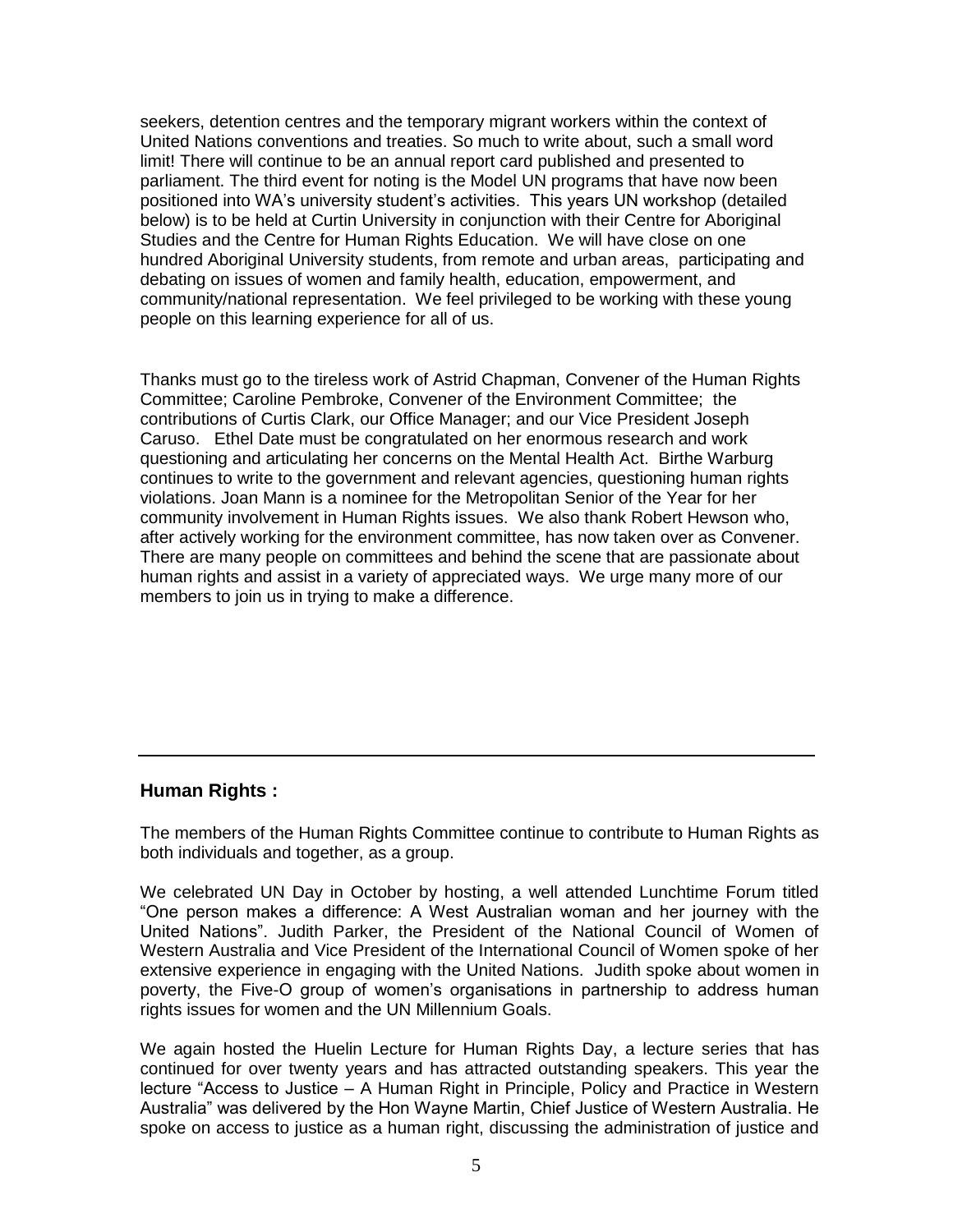seekers, detention centres and the temporary migrant workers within the context of United Nations conventions and treaties. So much to write about, such a small word limit! There will continue to be an annual report card published and presented to parliament. The third event for noting is the Model UN programs that have now been positioned into WA's university student's activities. This years UN workshop (detailed below) is to be held at Curtin University in conjunction with their Centre for Aboriginal Studies and the Centre for Human Rights Education. We will have close on one hundred Aboriginal University students, from remote and urban areas, participating and debating on issues of women and family health, education, empowerment, and community/national representation. We feel privileged to be working with these young people on this learning experience for all of us.

Thanks must go to the tireless work of Astrid Chapman, Convener of the Human Rights Committee; Caroline Pembroke, Convener of the Environment Committee; the contributions of Curtis Clark, our Office Manager; and our Vice President Joseph Caruso. Ethel Date must be congratulated on her enormous research and work questioning and articulating her concerns on the Mental Health Act. Birthe Warburg continues to write to the government and relevant agencies, questioning human rights violations. Joan Mann is a nominee for the Metropolitan Senior of the Year for her community involvement in Human Rights issues. We also thank Robert Hewson who, after actively working for the environment committee, has now taken over as Convener. There are many people on committees and behind the scene that are passionate about human rights and assist in a variety of appreciated ways. We urge many more of our members to join us in trying to make a difference.

---

## Human Rights :

The members of the Human Rights Committee continue to contribute to Human Rights as both individuals and together, as a group.

We celebrated UN Day in October by hosting, a well attended Lunchtime Forum titled "One person makes a difference: A West Australian woman and her journey with the United Nations". Judith Parker, the President of the National Council of Women of Western Australia and Vice President of the International Council of Women spoke of her extensive experience in engaging with the United Nations. Judith spoke about women in poverty, the Five-O group of women's organisations in partnership to address human rights issues for women and the UN Millennium Goals.

We again hosted the Huelin Lecture for Human Rights Day, a lecture series that has continued for over twenty years and has attracted outstanding speakers. This year the lecture "Access to Justice – A Human Right in Principle, Policy and Practice in Western Australia" was delivered by the Hon Wayne Martin, Chief Justice of Western Australia. He spoke on access to justice as a human right, discussing the administration of justice and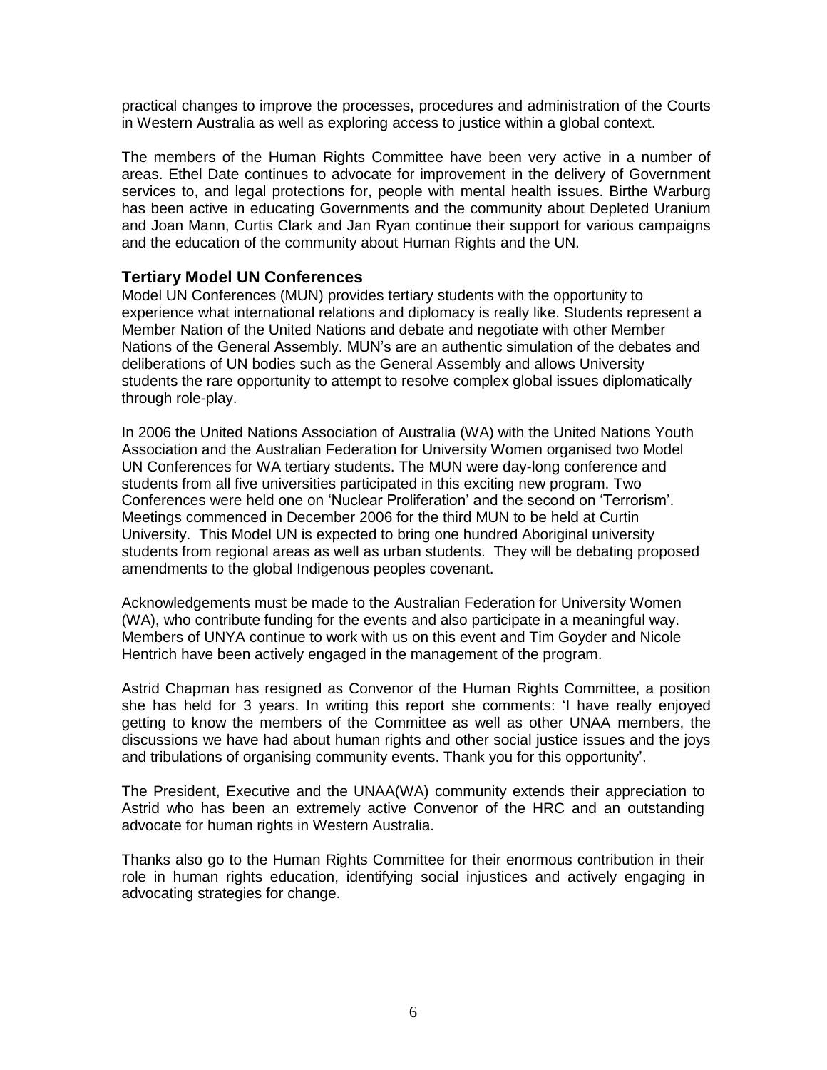practical changes to improve the processes, procedures and administration of the Courts in Western Australia as well as exploring access to justice within a global context.

The members of the Human Rights Committee have been very active in a number of areas. Ethel Date continues to advocate for improvement in the delivery of Government services to, and legal protections for, people with mental health issues. Birthe Warburg has been active in educating Governments and the community about Depleted Uranium and Joan Mann, Curtis Clark and Jan Ryan continue their support for various campaigns and the education of the community about Human Rights and the UN.

### Tertiary Model UN Conferences

Model UN Conferences (MUN) provides tertiary students with the opportunity to experience what international relations and diplomacy is really like. Students represent a Member Nation of the United Nations and debate and negotiate with other Member Nations of the General Assembly. MUN's are an authentic simulation of the debates and deliberations of UN bodies such as the General Assembly and allows University students the rare opportunity to attempt to resolve complex global issues diplomatically through role-play.

In 2006 the United Nations Association of Australia (WA) with the United Nations Youth Association and the Australian Federation for University Women organised two Model UN Conferences for WA tertiary students. The MUN were day-long conference and students from all five universities participated in this exciting new program. Two Conferences were held one on 'Nuclear Proliferation' and the second on 'Terrorism'. Meetings commenced in December 2006 for the third MUN to be held at Curtin University. This Model UN is expected to bring one hundred Aboriginal university students from regional areas as well as urban students. They will be debating proposed amendments to the global Indigenous peoples covenant.

Acknowledgements must be made to the Australian Federation for University Women (WA), who contribute funding for the events and also participate in a meaningful way. Members of UNYA continue to work with us on this event and Tim Goyder and Nicole Hentrich have been actively engaged in the management of the program.

Astrid Chapman has resigned as Convenor of the Human Rights Committee, a position she has held for 3 years. In writing this report she comments: 'I have really enjoyed getting to know the members of the Committee as well as other UNAA members, the discussions we have had about human rights and other social justice issues and the joys and tribulations of organising community events. Thank you for this opportunity'.

The President, Executive and the UNAA(WA) community extends their appreciation to Astrid who has been an extremely active Convenor of the HRC and an outstanding advocate for human rights in Western Australia.

Thanks also go to the Human Rights Committee for their enormous contribution in their role in human rights education, identifying social injustices and actively engaging in advocating strategies for change.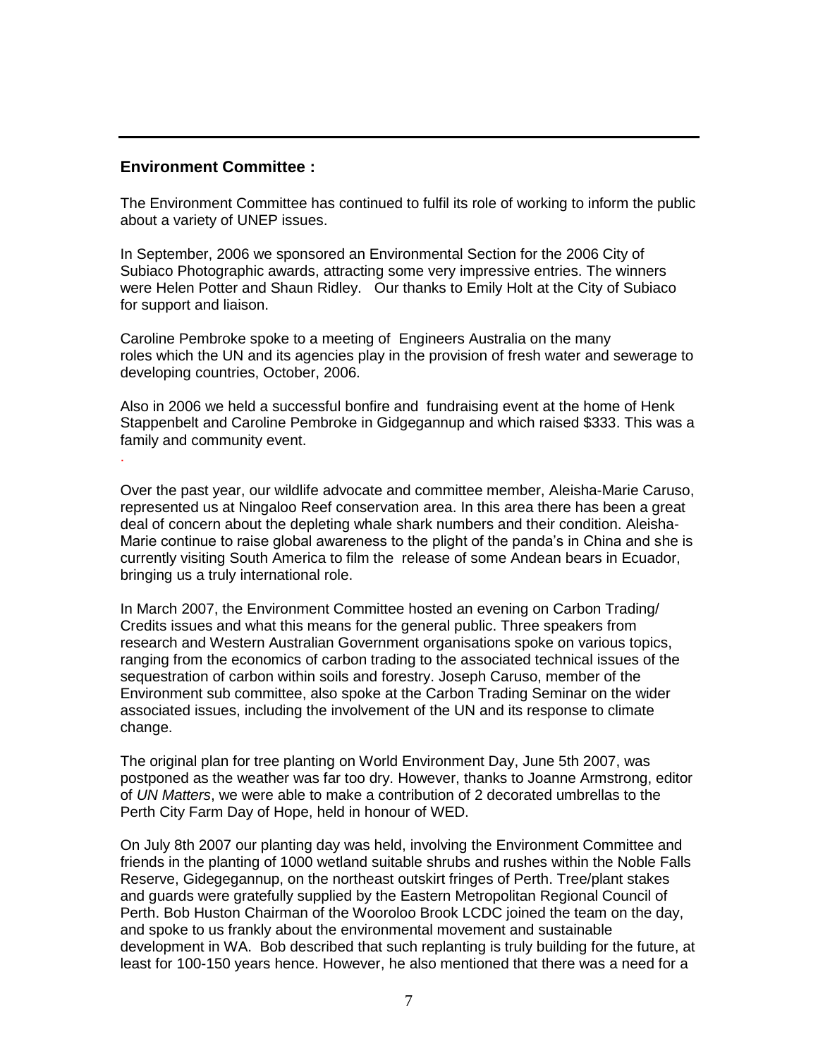## Environment Committee :

The Environment Committee has continued to fulfil its role of working to inform the public about a variety of UNEP issues.

In September, 2006 we sponsored an Environmental Section for the 2006 City of Subiaco Photographic awards, attracting some very impressive entries. The winners were Helen Potter and Shaun Ridley. Our thanks to Emily Holt at the City of Subiaco for support and liaison.

Caroline Pembroke spoke to a meeting of Engineers Australia on the many roles which the UN and its agencies play in the provision of fresh water and sewerage to developing countries, October, 2006.

Also in 2006 we held a successful bonfire and fundraising event at the home of Henk Stappenbelt and Caroline Pembroke in Gidgegannup and which raised $333. This was a family and community event.

.

Over the past year, our wildlife advocate and committee member, Aleisha-Marie Caruso, represented us at Ningaloo Reef conservation area. In this area there has been a great deal of concern about the depleting whale shark numbers and their condition. Aleisha-Marie continue to raise global awareness to the plight of the panda's in China and she is currently visiting South America to film the release of some Andean bears in Ecuador, bringing us a truly international role.

In March 2007, the Environment Committee hosted an evening on Carbon Trading/ Credits issues and what this means for the general public. Three speakers from research and Western Australian Government organisations spoke on various topics, ranging from the economics of carbon trading to the associated technical issues of the sequestration of carbon within soils and forestry. Joseph Caruso, member of the Environment sub committee, also spoke at the Carbon Trading Seminar on the wider associated issues, including the involvement of the UN and its response to climate change.

The original plan for tree planting on World Environment Day, June 5th 2007, was postponed as the weather was far too dry. However, thanks to Joanne Armstrong, editor of *UN Matters*, we were able to make a contribution of 2 decorated umbrellas to the Perth City Farm Day of Hope, held in honour of WED.

On July 8th 2007 our planting day was held, involving the Environment Committee and friends in the planting of 1000 wetland suitable shrubs and rushes within the Noble Falls Reserve, Gidegegannup, on the northeast outskirt fringes of Perth. Tree/plant stakes and guards were gratefully supplied by the Eastern Metropolitan Regional Council of Perth. Bob Huston Chairman of the Wooroloo Brook LCDC joined the team on the day, and spoke to us frankly about the environmental movement and sustainable development in WA. Bob described that such replanting is truly building for the future, at least for 100-150 years hence. However, he also mentioned that there was a need for a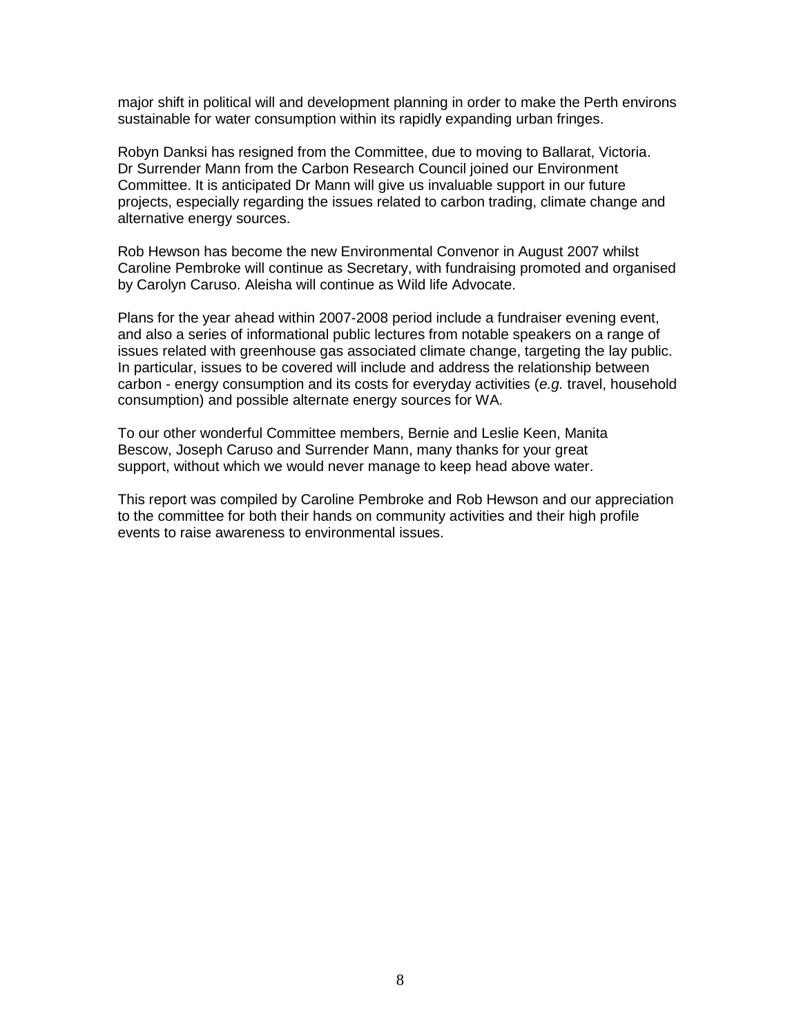major shift in political will and development planning in order to make the Perth environs sustainable for water consumption within its rapidly expanding urban fringes.

Robyn Danksi has resigned from the Committee, due to moving to Ballarat, Victoria. Dr Surrender Mann from the Carbon Research Council joined our Environment Committee. It is anticipated Dr Mann will give us invaluable support in our future projects, especially regarding the issues related to carbon trading, climate change and alternative energy sources.

Rob Hewson has become the new Environmental Convenor in August 2007 whilst Caroline Pembroke will continue as Secretary, with fundraising promoted and organised by Carolyn Caruso. Aleisha will continue as Wild life Advocate.

Plans for the year ahead within 2007-2008 period include a fundraiser evening event, and also a series of informational public lectures from notable speakers on a range of issues related with greenhouse gas associated climate change, targeting the lay public. In particular, issues to be covered will include and address the relationship between carbon - energy consumption and its costs for everyday activities (*e.g.* travel, household consumption) and possible alternate energy sources for WA.

To our other wonderful Committee members, Bernie and Leslie Keen, Manita Bescow, Joseph Caruso and Surrender Mann, many thanks for your great support, without which we would never manage to keep head above water.

This report was compiled by Caroline Pembroke and Rob Hewson and our appreciation to the committee for both their hands on community activities and their high profile events to raise awareness to environmental issues.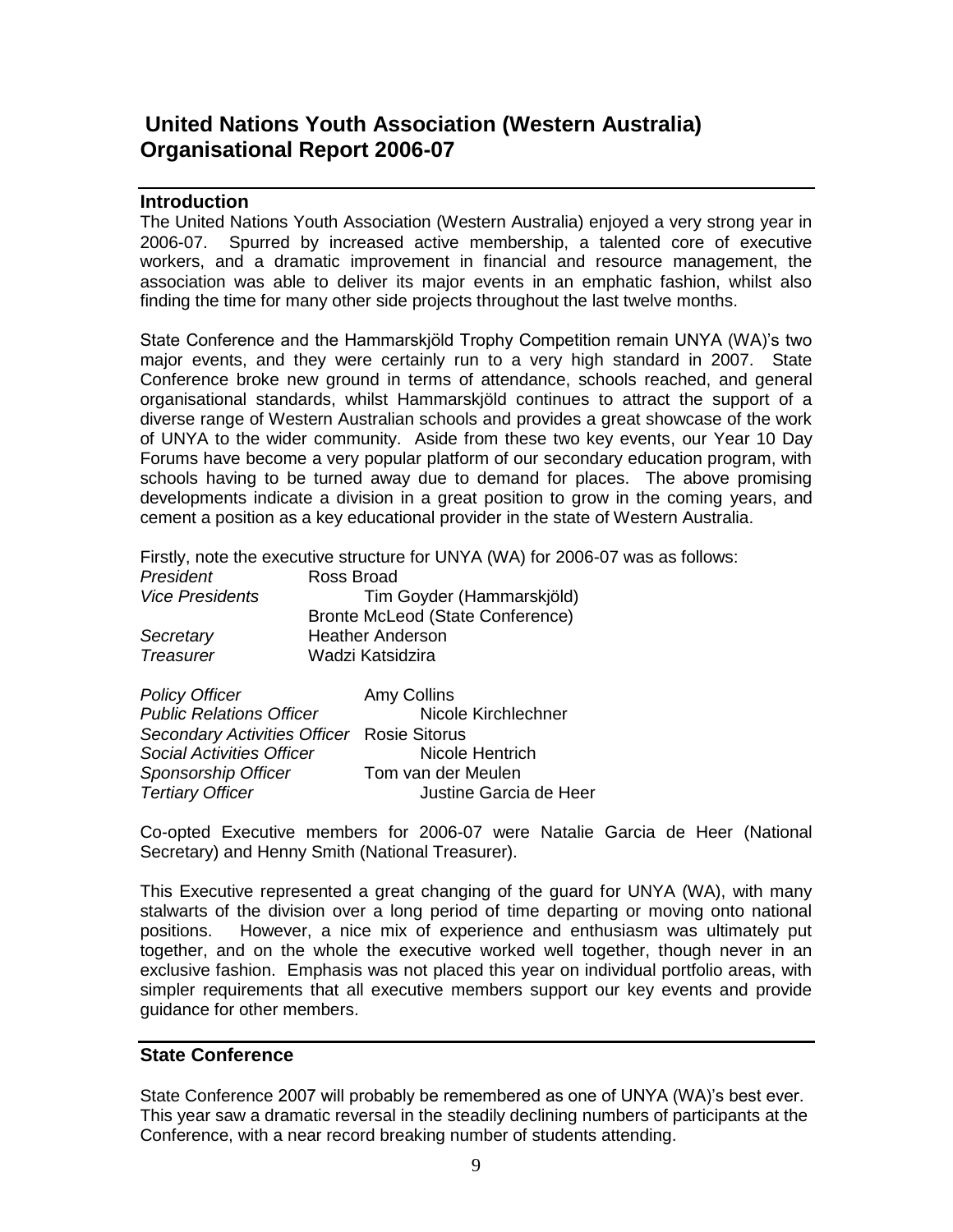# United Nations Youth Association (Western Australia) Organisational Report 2006-07

## Introduction

The United Nations Youth Association (Western Australia) enjoyed a very strong year in 2006-07. Spurred by increased active membership, a talented core of executive workers, and a dramatic improvement in financial and resource management, the association was able to deliver its major events in an emphatic fashion, whilst also finding the time for many other side projects throughout the last twelve months.

State Conference and the Hammarskjöld Trophy Competition remain UNYA (WA)'s two major events, and they were certainly run to a very high standard in 2007. State Conference broke new ground in terms of attendance, schools reached, and general organisational standards, whilst Hammarskjöld continues to attract the support of a diverse range of Western Australian schools and provides a great showcase of the work of UNYA to the wider community. Aside from these two key events, our Year 10 Day Forums have become a very popular platform of our secondary education program, with schools having to be turned away due to demand for places. The above promising developments indicate a division in a great position to grow in the coming years, and cement a position as a key educational provider in the state of Western Australia.

Firstly, note the executive structure for UNYA (WA) for 2006-07 was as follows:

| | |
|---|---|
| *President* | Ross Broad |
| *Vice Presidents* | Tim Goyder (Hammarskjöld) |
| | Bronte McLeod (State Conference) |
| *Secretary* | Heather Anderson |
| *Treasurer* | Wadzi Katsidzira |

| | |
|---|---|
| *Policy Officer* | Amy Collins |
| *Public Relations Officer* | Nicole Kirchlechner |
| *Secondary Activities Officer* | Rosie Sitorus |
| *Social Activities Officer* | Nicole Hentrich |
| *Sponsorship Officer* | Tom van der Meulen |
| *Tertiary Officer* | Justine Garcia de Heer |

Co-opted Executive members for 2006-07 were Natalie Garcia de Heer (National Secretary) and Henny Smith (National Treasurer).

This Executive represented a great changing of the guard for UNYA (WA), with many stalwarts of the division over a long period of time departing or moving onto national positions. However, a nice mix of experience and enthusiasm was ultimately put together, and on the whole the executive worked well together, though never in an exclusive fashion. Emphasis was not placed this year on individual portfolio areas, with simpler requirements that all executive members support our key events and provide guidance for other members.

## State Conference

State Conference 2007 will probably be remembered as one of UNYA (WA)'s best ever. This year saw a dramatic reversal in the steadily declining numbers of participants at the Conference, with a near record breaking number of students attending.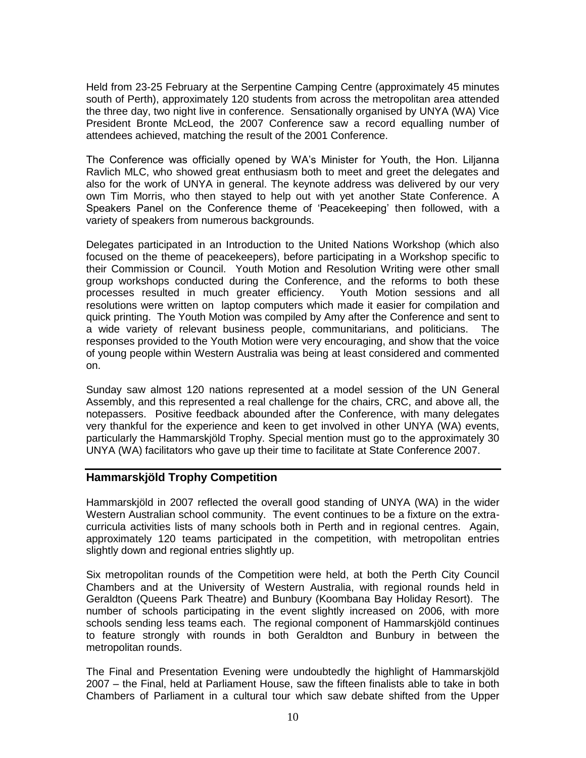Held from 23-25 February at the Serpentine Camping Centre (approximately 45 minutes south of Perth), approximately 120 students from across the metropolitan area attended the three day, two night live in conference. Sensationally organised by UNYA (WA) Vice President Bronte McLeod, the 2007 Conference saw a record equalling number of attendees achieved, matching the result of the 2001 Conference.

The Conference was officially opened by WA's Minister for Youth, the Hon. Liljanna Ravlich MLC, who showed great enthusiasm both to meet and greet the delegates and also for the work of UNYA in general. The keynote address was delivered by our very own Tim Morris, who then stayed to help out with yet another State Conference. A Speakers Panel on the Conference theme of 'Peacekeeping' then followed, with a variety of speakers from numerous backgrounds.

Delegates participated in an Introduction to the United Nations Workshop (which also focused on the theme of peacekeepers), before participating in a Workshop specific to their Commission or Council. Youth Motion and Resolution Writing were other small group workshops conducted during the Conference, and the reforms to both these processes resulted in much greater efficiency. Youth Motion sessions and all resolutions were written on laptop computers which made it easier for compilation and quick printing. The Youth Motion was compiled by Amy after the Conference and sent to a wide variety of relevant business people, communitarians, and politicians. The responses provided to the Youth Motion were very encouraging, and show that the voice of young people within Western Australia was being at least considered and commented on.

Sunday saw almost 120 nations represented at a model session of the UN General Assembly, and this represented a real challenge for the chairs, CRC, and above all, the notepassers. Positive feedback abounded after the Conference, with many delegates very thankful for the experience and keen to get involved in other UNYA (WA) events, particularly the Hammarskjöld Trophy. Special mention must go to the approximately 30 UNYA (WA) facilitators who gave up their time to facilitate at State Conference 2007.

## Hammarskjöld Trophy Competition

Hammarskjöld in 2007 reflected the overall good standing of UNYA (WA) in the wider Western Australian school community. The event continues to be a fixture on the extra-curricula activities lists of many schools both in Perth and in regional centres. Again, approximately 120 teams participated in the competition, with metropolitan entries slightly down and regional entries slightly up.

Six metropolitan rounds of the Competition were held, at both the Perth City Council Chambers and at the University of Western Australia, with regional rounds held in Geraldton (Queens Park Theatre) and Bunbury (Koombana Bay Holiday Resort). The number of schools participating in the event slightly increased on 2006, with more schools sending less teams each. The regional component of Hammarskjöld continues to feature strongly with rounds in both Geraldton and Bunbury in between the metropolitan rounds.

The Final and Presentation Evening were undoubtedly the highlight of Hammarskjöld 2007 – the Final, held at Parliament House, saw the fifteen finalists able to take in both Chambers of Parliament in a cultural tour which saw debate shifted from the Upper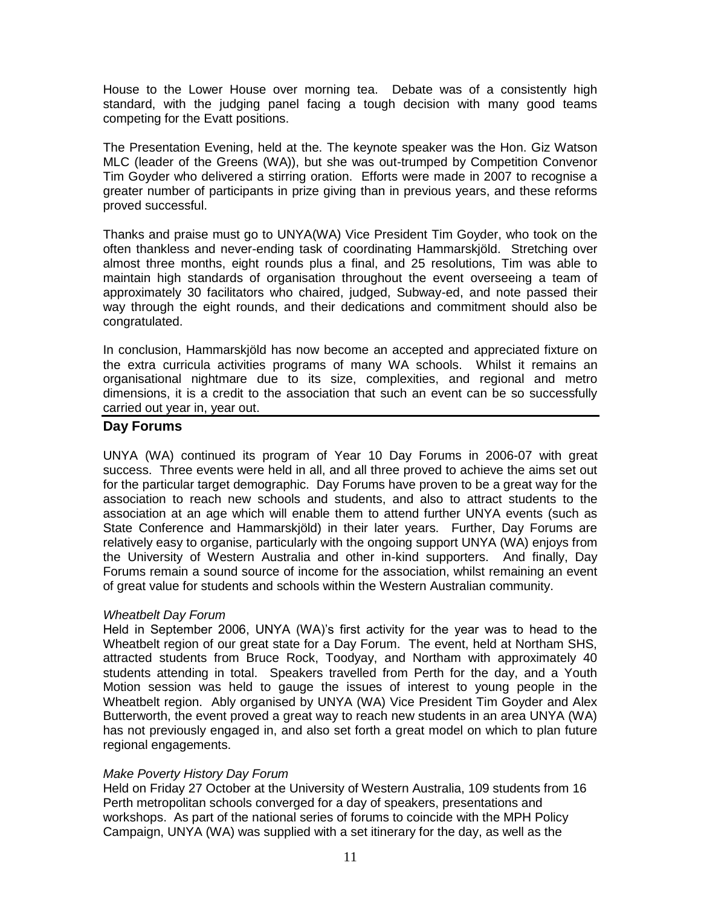House to the Lower House over morning tea. Debate was of a consistently high standard, with the judging panel facing a tough decision with many good teams competing for the Evatt positions.

The Presentation Evening, held at the. The keynote speaker was the Hon. Giz Watson MLC (leader of the Greens (WA)), but she was out-trumped by Competition Convenor Tim Goyder who delivered a stirring oration. Efforts were made in 2007 to recognise a greater number of participants in prize giving than in previous years, and these reforms proved successful.

Thanks and praise must go to UNYA(WA) Vice President Tim Goyder, who took on the often thankless and never-ending task of coordinating Hammarskjöld. Stretching over almost three months, eight rounds plus a final, and 25 resolutions, Tim was able to maintain high standards of organisation throughout the event overseeing a team of approximately 30 facilitators who chaired, judged, Subway-ed, and note passed their way through the eight rounds, and their dedications and commitment should also be congratulated.

In conclusion, Hammarskjöld has now become an accepted and appreciated fixture on the extra curricula activities programs of many WA schools. Whilst it remains an organisational nightmare due to its size, complexities, and regional and metro dimensions, it is a credit to the association that such an event can be so successfully carried out year in, year out.

## Day Forums

UNYA (WA) continued its program of Year 10 Day Forums in 2006-07 with great success. Three events were held in all, and all three proved to achieve the aims set out for the particular target demographic. Day Forums have proven to be a great way for the association to reach new schools and students, and also to attract students to the association at an age which will enable them to attend further UNYA events (such as State Conference and Hammarskjöld) in their later years. Further, Day Forums are relatively easy to organise, particularly with the ongoing support UNYA (WA) enjoys from the University of Western Australia and other in-kind supporters. And finally, Day Forums remain a sound source of income for the association, whilst remaining an event of great value for students and schools within the Western Australian community.

*Wheatbelt Day Forum*
Held in September 2006, UNYA (WA)'s first activity for the year was to head to the Wheatbelt region of our great state for a Day Forum. The event, held at Northam SHS, attracted students from Bruce Rock, Toodyay, and Northam with approximately 40 students attending in total. Speakers travelled from Perth for the day, and a Youth Motion session was held to gauge the issues of interest to young people in the Wheatbelt region. Ably organised by UNYA (WA) Vice President Tim Goyder and Alex Butterworth, the event proved a great way to reach new students in an area UNYA (WA) has not previously engaged in, and also set forth a great model on which to plan future regional engagements.

*Make Poverty History Day Forum*
Held on Friday 27 October at the University of Western Australia, 109 students from 16 Perth metropolitan schools converged for a day of speakers, presentations and workshops. As part of the national series of forums to coincide with the MPH Policy Campaign, UNYA (WA) was supplied with a set itinerary for the day, as well as the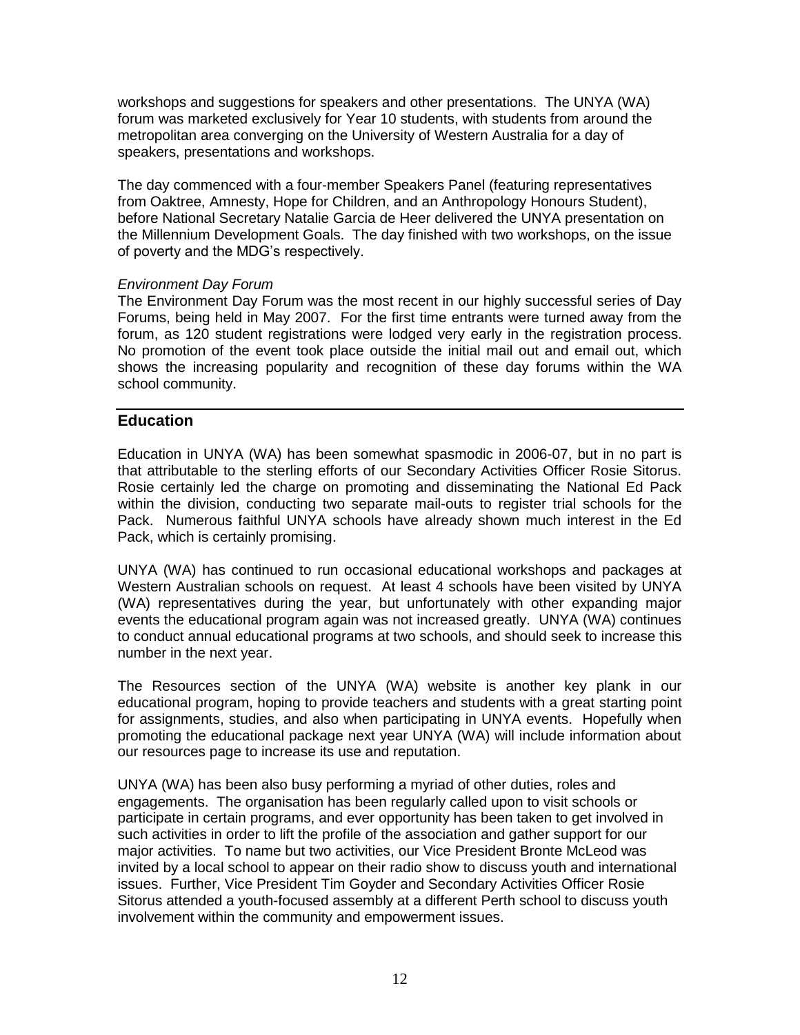workshops and suggestions for speakers and other presentations. The UNYA (WA) forum was marketed exclusively for Year 10 students, with students from around the metropolitan area converging on the University of Western Australia for a day of speakers, presentations and workshops.

The day commenced with a four-member Speakers Panel (featuring representatives from Oaktree, Amnesty, Hope for Children, and an Anthropology Honours Student), before National Secretary Natalie Garcia de Heer delivered the UNYA presentation on the Millennium Development Goals. The day finished with two workshops, on the issue of poverty and the MDG's respectively.

*Environment Day Forum*

The Environment Day Forum was the most recent in our highly successful series of Day Forums, being held in May 2007. For the first time entrants were turned away from the forum, as 120 student registrations were lodged very early in the registration process. No promotion of the event took place outside the initial mail out and email out, which shows the increasing popularity and recognition of these day forums within the WA school community.

## Education

Education in UNYA (WA) has been somewhat spasmodic in 2006-07, but in no part is that attributable to the sterling efforts of our Secondary Activities Officer Rosie Sitorus. Rosie certainly led the charge on promoting and disseminating the National Ed Pack within the division, conducting two separate mail-outs to register trial schools for the Pack. Numerous faithful UNYA schools have already shown much interest in the Ed Pack, which is certainly promising.

UNYA (WA) has continued to run occasional educational workshops and packages at Western Australian schools on request. At least 4 schools have been visited by UNYA (WA) representatives during the year, but unfortunately with other expanding major events the educational program again was not increased greatly. UNYA (WA) continues to conduct annual educational programs at two schools, and should seek to increase this number in the next year.

The Resources section of the UNYA (WA) website is another key plank in our educational program, hoping to provide teachers and students with a great starting point for assignments, studies, and also when participating in UNYA events. Hopefully when promoting the educational package next year UNYA (WA) will include information about our resources page to increase its use and reputation.

UNYA (WA) has been also busy performing a myriad of other duties, roles and engagements. The organisation has been regularly called upon to visit schools or participate in certain programs, and ever opportunity has been taken to get involved in such activities in order to lift the profile of the association and gather support for our major activities. To name but two activities, our Vice President Bronte McLeod was invited by a local school to appear on their radio show to discuss youth and international issues. Further, Vice President Tim Goyder and Secondary Activities Officer Rosie Sitorus attended a youth-focused assembly at a different Perth school to discuss youth involvement within the community and empowerment issues.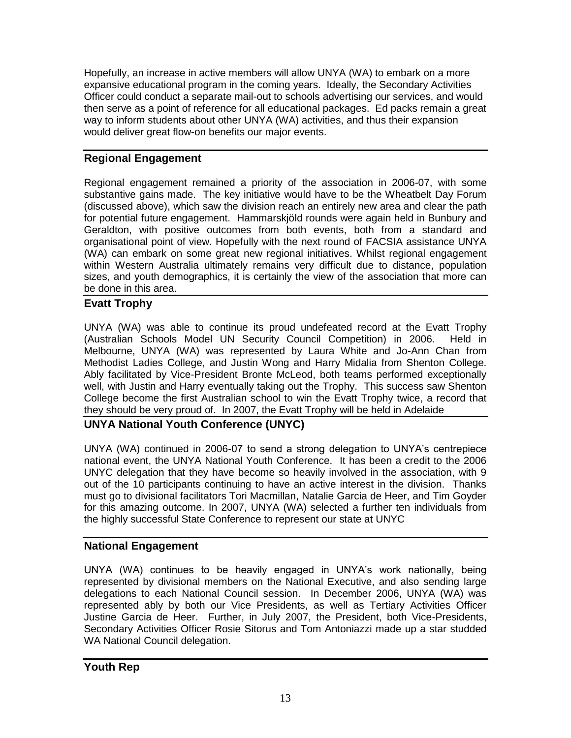Hopefully, an increase in active members will allow UNYA (WA) to embark on a more expansive educational program in the coming years. Ideally, the Secondary Activities Officer could conduct a separate mail-out to schools advertising our services, and would then serve as a point of reference for all educational packages. Ed packs remain a great way to inform students about other UNYA (WA) activities, and thus their expansion would deliver great flow-on benefits our major events.

## Regional Engagement

Regional engagement remained a priority of the association in 2006-07, with some substantive gains made. The key initiative would have to be the Wheatbelt Day Forum (discussed above), which saw the division reach an entirely new area and clear the path for potential future engagement. Hammarskjöld rounds were again held in Bunbury and Geraldton, with positive outcomes from both events, both from a standard and organisational point of view. Hopefully with the next round of FACSIA assistance UNYA (WA) can embark on some great new regional initiatives. Whilst regional engagement within Western Australia ultimately remains very difficult due to distance, population sizes, and youth demographics, it is certainly the view of the association that more can be done in this area.

## Evatt Trophy

UNYA (WA) was able to continue its proud undefeated record at the Evatt Trophy (Australian Schools Model UN Security Council Competition) in 2006. Held in Melbourne, UNYA (WA) was represented by Laura White and Jo-Ann Chan from Methodist Ladies College, and Justin Wong and Harry Midalia from Shenton College. Ably facilitated by Vice-President Bronte McLeod, both teams performed exceptionally well, with Justin and Harry eventually taking out the Trophy. This success saw Shenton College become the first Australian school to win the Evatt Trophy twice, a record that they should be very proud of. In 2007, the Evatt Trophy will be held in Adelaide

## UNYA National Youth Conference (UNYC)

UNYA (WA) continued in 2006-07 to send a strong delegation to UNYA's centrepiece national event, the UNYA National Youth Conference. It has been a credit to the 2006 UNYC delegation that they have become so heavily involved in the association, with 9 out of the 10 participants continuing to have an active interest in the division. Thanks must go to divisional facilitators Tori Macmillan, Natalie Garcia de Heer, and Tim Goyder for this amazing outcome. In 2007, UNYA (WA) selected a further ten individuals from the highly successful State Conference to represent our state at UNYC

## National Engagement

UNYA (WA) continues to be heavily engaged in UNYA's work nationally, being represented by divisional members on the National Executive, and also sending large delegations to each National Council session. In December 2006, UNYA (WA) was represented ably by both our Vice Presidents, as well as Tertiary Activities Officer Justine Garcia de Heer. Further, in July 2007, the President, both Vice-Presidents, Secondary Activities Officer Rosie Sitorus and Tom Antoniazzi made up a star studded WA National Council delegation.

## Youth Rep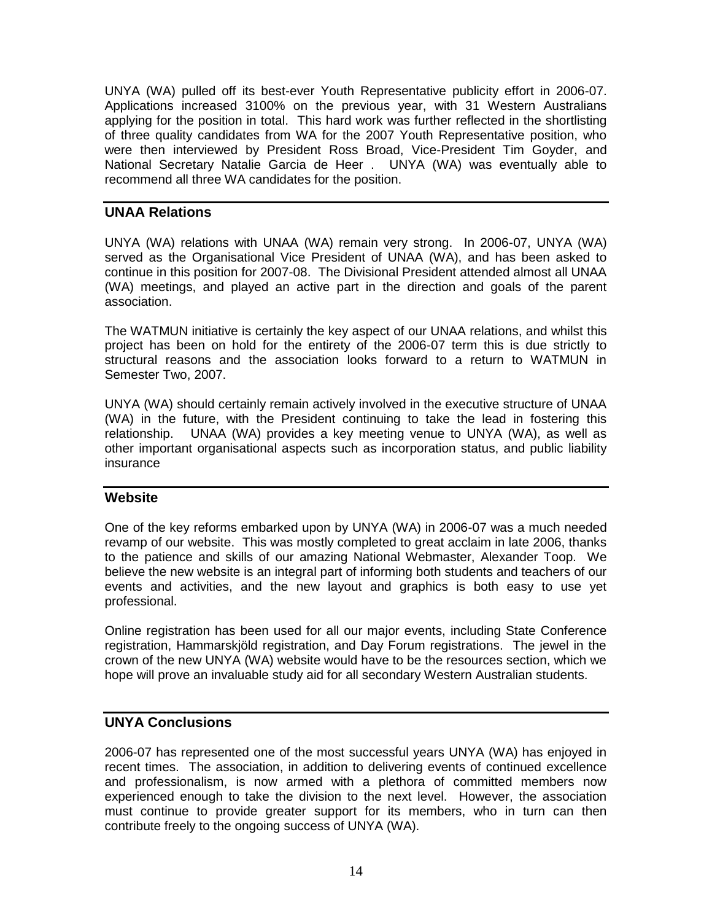UNYA (WA) pulled off its best-ever Youth Representative publicity effort in 2006-07. Applications increased 3100% on the previous year, with 31 Western Australians applying for the position in total. This hard work was further reflected in the shortlisting of three quality candidates from WA for the 2007 Youth Representative position, who were then interviewed by President Ross Broad, Vice-President Tim Goyder, and National Secretary Natalie Garcia de Heer . UNYA (WA) was eventually able to recommend all three WA candidates for the position.

## UNAA Relations

UNYA (WA) relations with UNAA (WA) remain very strong. In 2006-07, UNYA (WA) served as the Organisational Vice President of UNAA (WA), and has been asked to continue in this position for 2007-08. The Divisional President attended almost all UNAA (WA) meetings, and played an active part in the direction and goals of the parent association.

The WATMUN initiative is certainly the key aspect of our UNAA relations, and whilst this project has been on hold for the entirety of the 2006-07 term this is due strictly to structural reasons and the association looks forward to a return to WATMUN in Semester Two, 2007.

UNYA (WA) should certainly remain actively involved in the executive structure of UNAA (WA) in the future, with the President continuing to take the lead in fostering this relationship. UNAA (WA) provides a key meeting venue to UNYA (WA), as well as other important organisational aspects such as incorporation status, and public liability insurance

## Website

One of the key reforms embarked upon by UNYA (WA) in 2006-07 was a much needed revamp of our website. This was mostly completed to great acclaim in late 2006, thanks to the patience and skills of our amazing National Webmaster, Alexander Toop. We believe the new website is an integral part of informing both students and teachers of our events and activities, and the new layout and graphics is both easy to use yet professional.

Online registration has been used for all our major events, including State Conference registration, Hammarskjöld registration, and Day Forum registrations. The jewel in the crown of the new UNYA (WA) website would have to be the resources section, which we hope will prove an invaluable study aid for all secondary Western Australian students.

## UNYA Conclusions

2006-07 has represented one of the most successful years UNYA (WA) has enjoyed in recent times. The association, in addition to delivering events of continued excellence and professionalism, is now armed with a plethora of committed members now experienced enough to take the division to the next level. However, the association must continue to provide greater support for its members, who in turn can then contribute freely to the ongoing success of UNYA (WA).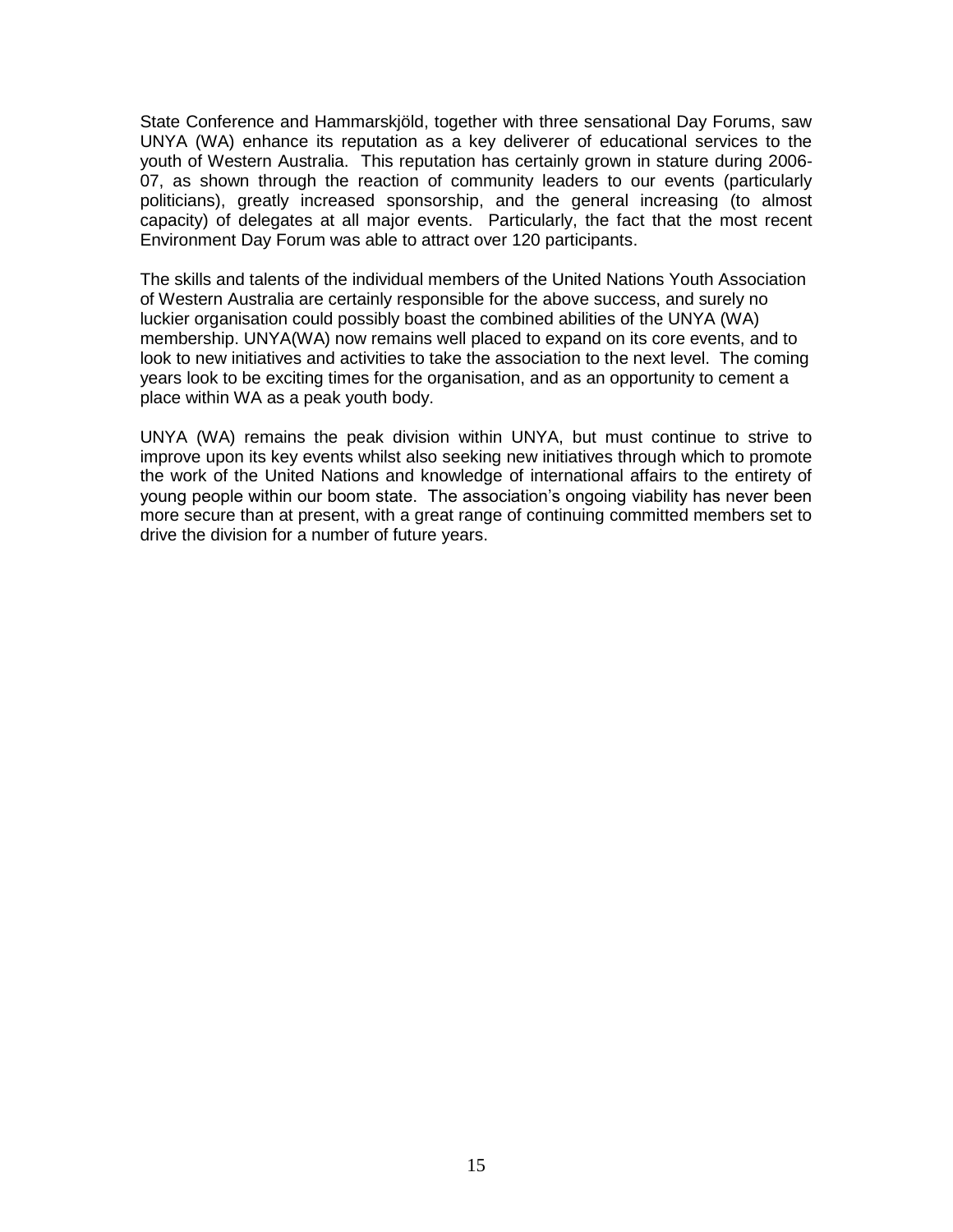State Conference and Hammarskjöld, together with three sensational Day Forums, saw UNYA (WA) enhance its reputation as a key deliverer of educational services to the youth of Western Australia. This reputation has certainly grown in stature during 2006-07, as shown through the reaction of community leaders to our events (particularly politicians), greatly increased sponsorship, and the general increasing (to almost capacity) of delegates at all major events. Particularly, the fact that the most recent Environment Day Forum was able to attract over 120 participants.

The skills and talents of the individual members of the United Nations Youth Association of Western Australia are certainly responsible for the above success, and surely no luckier organisation could possibly boast the combined abilities of the UNYA (WA) membership. UNYA(WA) now remains well placed to expand on its core events, and to look to new initiatives and activities to take the association to the next level. The coming years look to be exciting times for the organisation, and as an opportunity to cement a place within WA as a peak youth body.

UNYA (WA) remains the peak division within UNYA, but must continue to strive to improve upon its key events whilst also seeking new initiatives through which to promote the work of the United Nations and knowledge of international affairs to the entirety of young people within our boom state. The association's ongoing viability has never been more secure than at present, with a great range of continuing committed members set to drive the division for a number of future years.